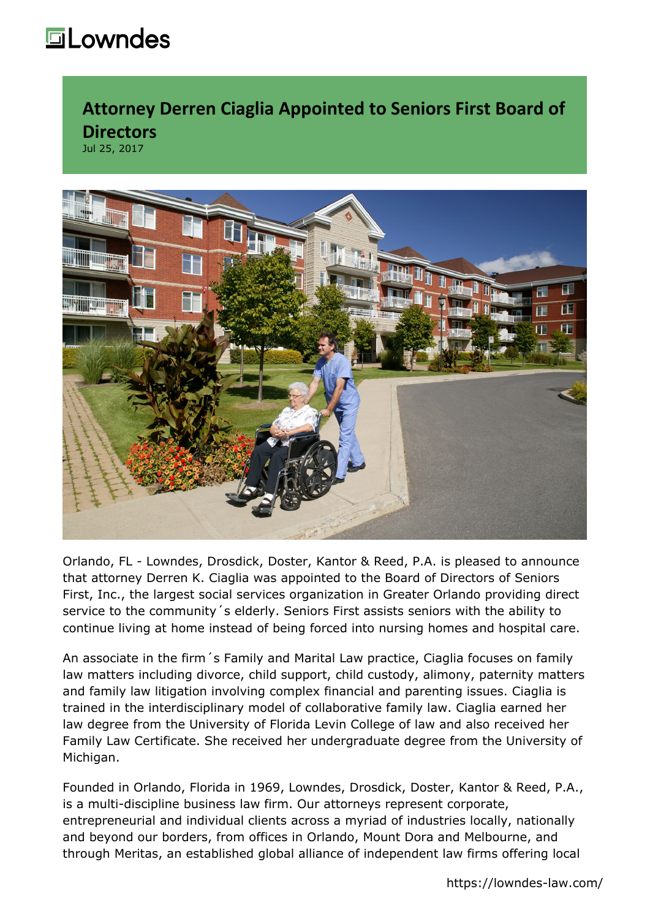# Attorney Derren Ciaglia Appointed to Seniors First Board of Directors

Jul 25, 2017

Orlando, FL - Lowndes, Drosdick, Doster, Kantor & Reed, P.A. is pleased to announce that attorney Derren K. Ciaglia was appointed to the Board of Directors of Seniors First, Inc., the largest social services organization in Greater Orlando providing direct service to the community´s elderly. Seniors First assists seniors with the ability to continue living at home instead of being forced into nursing homes and hospital care.

An associate in the firm´s Family and Marital Law practice, Ciaglia focuses on family law matters including divorce, child support, child custody, alimony, paternity matters and family law litigation involving complex financial and parenting issues. Ciaglia is trained in the interdisciplinary model of collaborative family law. Ciaglia earned her law degree from the University of Florida Levin College of law and also received her Family Law Certificate. She received her undergraduate degree from the University of Michigan.

Founded in Orlando, Florida in 1969, Lowndes, Drosdick, Doster, Kantor & Reed, P.A., is a multi-discipline business law firm. Our attorneys represent corporate, entrepreneurial and individual clients across a myriad of industries locally, nationally and beyond our borders, from offices in Orlando, Mount Dora and Melbourne, and through Meritas, an established global alliance of independent law firms offering local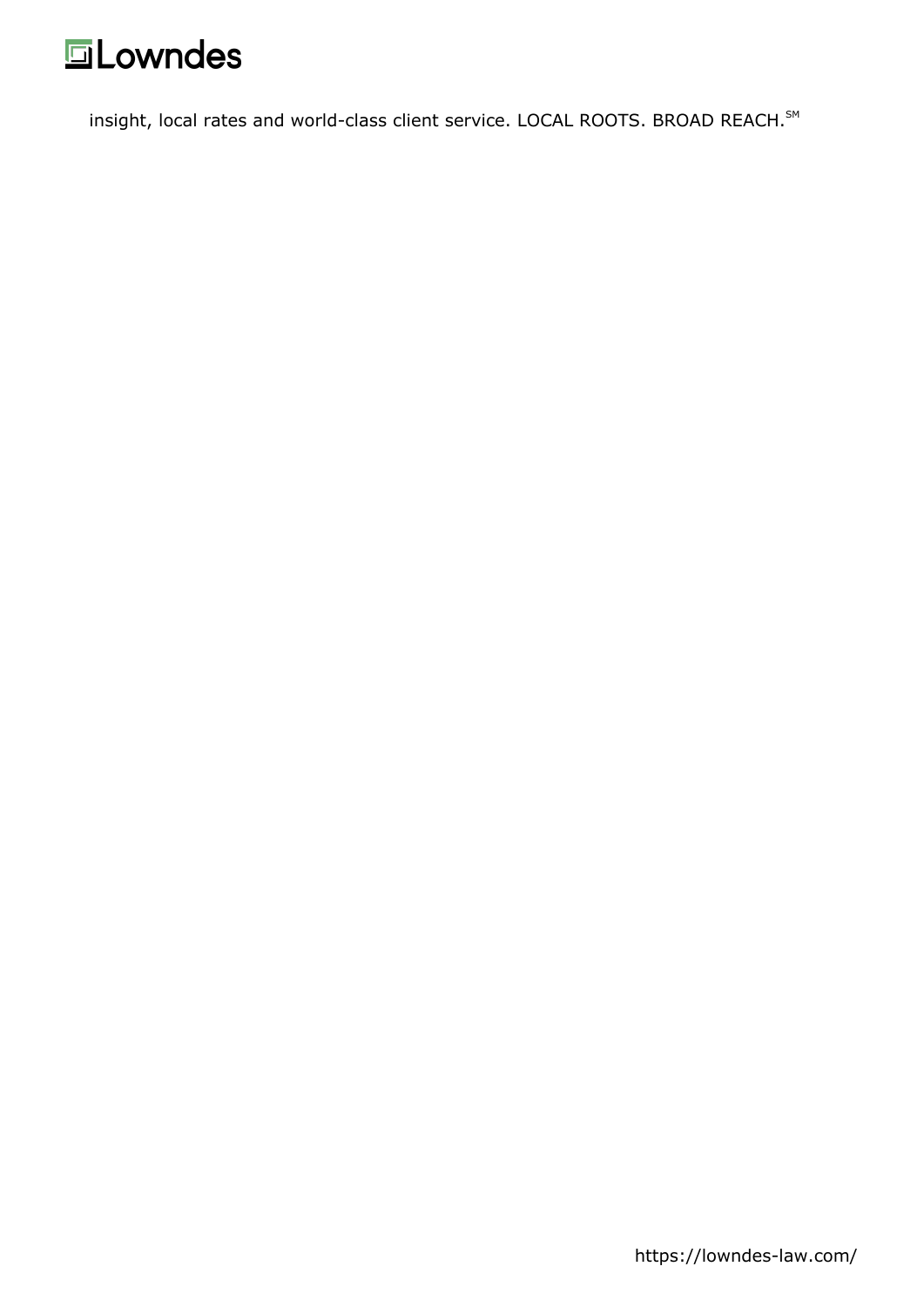insight, local rates and world-class client service. LOCAL ROOTS. BROAD REACH.[SM]